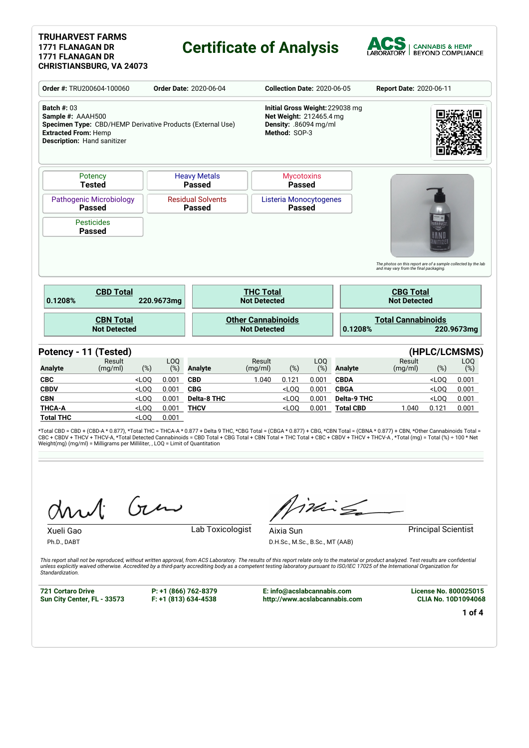**TRUHARVEST FARMS**
**1771 FLANAGAN DR**
**1771 FLANAGAN DR**
**CHRISTIANSBURG, VA 24073**

# Certificate of Analysis

ACS LABORATORY | CANNABIS & HEMP BEYOND COMPLIANCE

| **Order #:** TRU200604-100060 | **Order Date:** 2020-06-04 | **Collection Date:** 2020-06-05 | **Report Date:** 2020-06-11 |
|---|---|---|---|

**Batch #:** 03
**Sample #:** AAAH500
**Specimen Type:** CBD/HEMP Derivative Products (External Use)
**Extracted From:** Hemp
**Description:** Hand sanitizer

**Initial Gross Weight:** 229038 mg
**Net Weight:** 212465.4 mg
**Density:** .86094 mg/ml
**Method:** SOP-3

| Potency | Heavy Metals | Mycotoxins |
|---|---|---|
| **Tested** | **Passed** | **Passed** |
| **Pathogenic Microbiology** | **Residual Solvents** | **Listeria Monocytogenes** |
| **Passed** | **Passed** | **Passed** |
| **Pesticides** | | |
| **Passed** | | |

*The photos on this report are of a sample collected by the lab and may vary from the final packaging.*

| **CBD Total** | **THC Total** | **CBG Total** |
|---|---|---|
| 0.1208% 220.9673mg | Not Detected | Not Detected |
| **CBN Total** | **Other Cannabinoids** | **Total Cannabinoids** |
| Not Detected | Not Detected | 0.1208% 220.9673mg |

## Potency - 11 (Tested) (HPLC/LCMSMS)

| Analyte | Result (mg/ml) | (%) | LOQ (%) | Analyte | Result (mg/ml) | (%) | LOQ (%) | Analyte | Result (mg/ml) | (%) | LOQ (%) |
|---|---|---|---|---|---|---|---|---|---|---|---|
| **CBC** | | <LOQ | 0.001 | **CBD** | 1.040 | 0.121 | 0.001 | **CBDA** | | <LOQ | 0.001 |
| **CBDV** | | <LOQ | 0.001 | **CBG** | | <LOQ | 0.001 | **CBGA** | | <LOQ | 0.001 |
| **CBN** | | <LOQ | 0.001 | **Delta-8 THC** | | <LOQ | 0.001 | **Delta-9 THC** | | <LOQ | 0.001 |
| **THCA-A** | | <LOQ | 0.001 | **THCV** | | <LOQ | 0.001 | **Total CBD** | 1.040 | 0.121 | 0.001 |
| **Total THC** | | <LOQ | 0.001 | | | | | | | | |

*Total CBD = CBD + (CBD-A * 0.877), *Total THC = THCA-A * 0.877 + Delta 9 THC, *CBG Total = (CBGA * 0.877) + CBG, *CBN Total = (CBNA * 0.877) + CBN, *Other Cannabinoids Total = CBC + CBDV + THCV + THCV-A, *Total Detected Cannabinoids = CBD Total + CBG Total + CBN Total + THC Total + CBC + CBDV + THCV + THCV-A , *Total (mg) = Total (%) ÷ 100 * Net Weight(mg) (mg/ml) = Milligrams per Milliliter, , LOQ = Limit of Quantitation

Xueli Gao, Ph.D., DABT — Lab Toxicologist

Aixia Sun, D.H.Sc., M.Sc., B.Sc., MT (AAB) — Principal Scientist

*This report shall not be reproduced, without written approval, from ACS Laboratory. The results of this report relate only to the material or product analyzed. Test results are confidential unless explicitly waived otherwise. Accredited by a third-party accrediting body as a competent testing laboratory pursuant to ISO/IEC 17025 of the International Organization for Standardization.*

**721 Cortaro Drive**
**Sun City Center, FL - 33573**

**P: +1 (866) 762-8379**
**F: +1 (813) 634-4538**

**E: info@acslabcannabis.com**
**http://www.acslabcannabis.com**

**License No. 800025015**
**CLIA No. 10D1094068**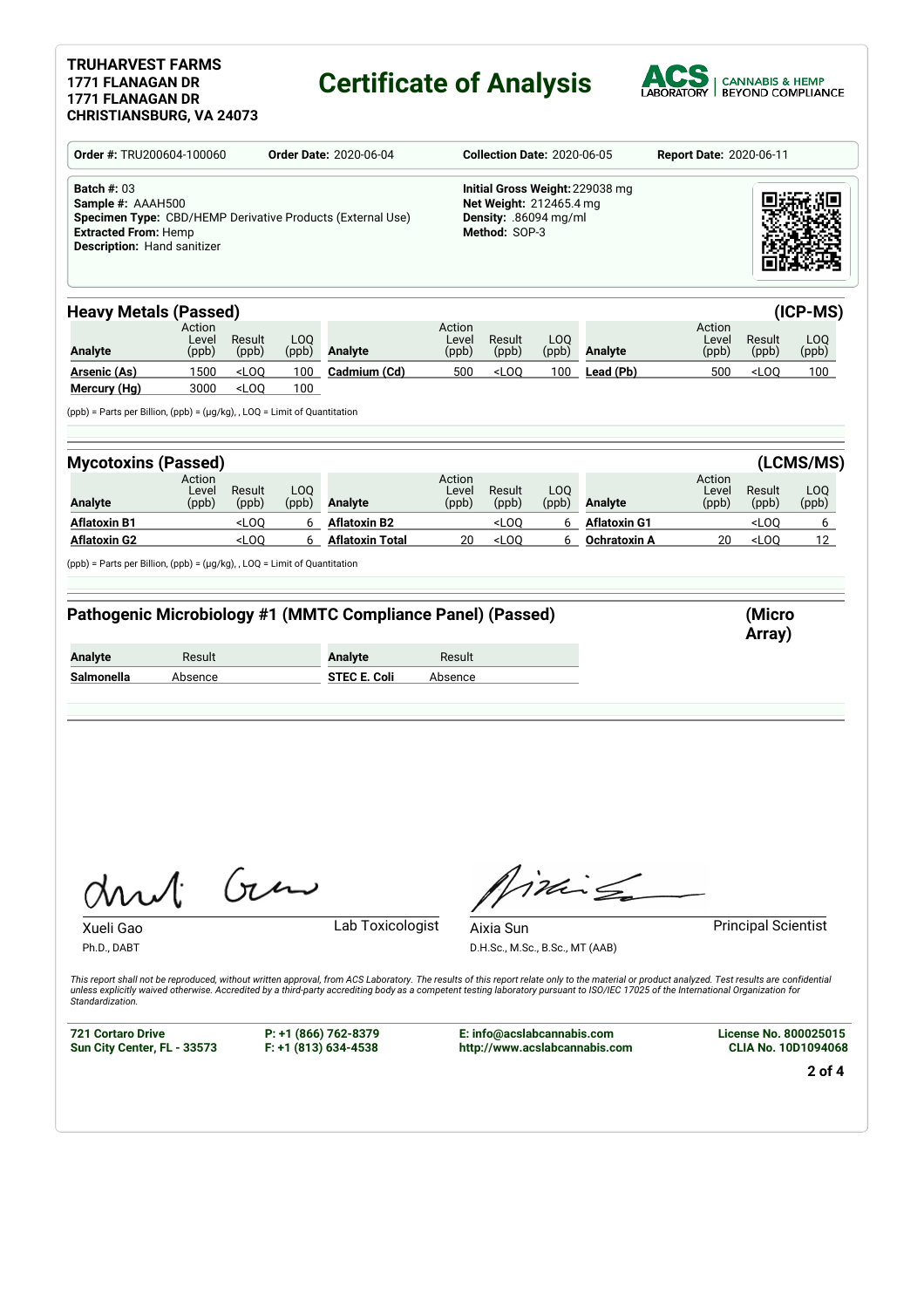**TRUHARVEST FARMS**
**1771 FLANAGAN DR**
**1771 FLANAGAN DR**
**CHRISTIANSBURG, VA 24073**

# Certificate of Analysis

ACS LABORATORY | CANNABIS & HEMP BEYOND COMPLIANCE

| **Order #:** TRU200604-100060 | **Order Date:** 2020-06-04 | **Collection Date:** 2020-06-05 | **Report Date:** 2020-06-11 |
|---|---|---|---|

**Batch #:** 03
**Sample #:** AAAH500
**Specimen Type:** CBD/HEMP Derivative Products (External Use)
**Extracted From:** Hemp
**Description:** Hand sanitizer

**Initial Gross Weight:** 229038 mg
**Net Weight:** 212465.4 mg
**Density:** .86094 mg/ml
**Method:** SOP-3

## Heavy Metals (Passed) (ICP-MS)

| Analyte | Action Level (ppb) | Result (ppb) | LOQ (ppb) | Analyte | Action Level (ppb) | Result (ppb) | LOQ (ppb) | Analyte | Action Level (ppb) | Result (ppb) | LOQ (ppb) |
|---|---|---|---|---|---|---|---|---|---|---|---|
| **Arsenic (As)** | 1500 | <LOQ | 100 | **Cadmium (Cd)** | 500 | <LOQ | 100 | **Lead (Pb)** | 500 | <LOQ | 100 |
| **Mercury (Hg)** | 3000 | <LOQ | 100 | | | | | | | | |

(ppb) = Parts per Billion, (ppb) = (µg/kg), , LOQ = Limit of Quantitation

## Mycotoxins (Passed) (LCMS/MS)

| Analyte | Action Level (ppb) | Result (ppb) | LOQ (ppb) | Analyte | Action Level (ppb) | Result (ppb) | LOQ (ppb) | Analyte | Action Level (ppb) | Result (ppb) | LOQ (ppb) |
|---|---|---|---|---|---|---|---|---|---|---|---|
| **Aflatoxin B1** | | <LOQ | 6 | **Aflatoxin B2** | | <LOQ | 6 | **Aflatoxin G1** | | <LOQ | 6 |
| **Aflatoxin G2** | | <LOQ | 6 | **Aflatoxin Total** | 20 | <LOQ | 6 | **Ochratoxin A** | 20 | <LOQ | 12 |

(ppb) = Parts per Billion, (ppb) = (µg/kg), , LOQ = Limit of Quantitation

## Pathogenic Microbiology #1 (MMTC Compliance Panel) (Passed) (Micro Array)

| Analyte | Result | Analyte | Result |
|---|---|---|---|
| **Salmonella** | Absence | **STEC E. Coli** | Absence |

Xueli Gao — Lab Toxicologist
Ph.D., DABT

Aixia Sun — Principal Scientist
D.H.Sc., M.Sc., B.Sc., MT (AAB)

*This report shall not be reproduced, without written approval, from ACS Laboratory. The results of this report relate only to the material or product analyzed. Test results are confidential unless explicitly waived otherwise. Accredited by a third-party accrediting body as a competent testing laboratory pursuant to ISO/IEC 17025 of the International Organization for Standardization.*

**721 Cortaro Drive**
**Sun City Center, FL - 33573**

**P: +1 (866) 762-8379**
**F: +1 (813) 634-4538**

**E: info@acslabcannabis.com**
**http://www.acslabcannabis.com**

**License No. 800025015**
**CLIA No. 10D1094068**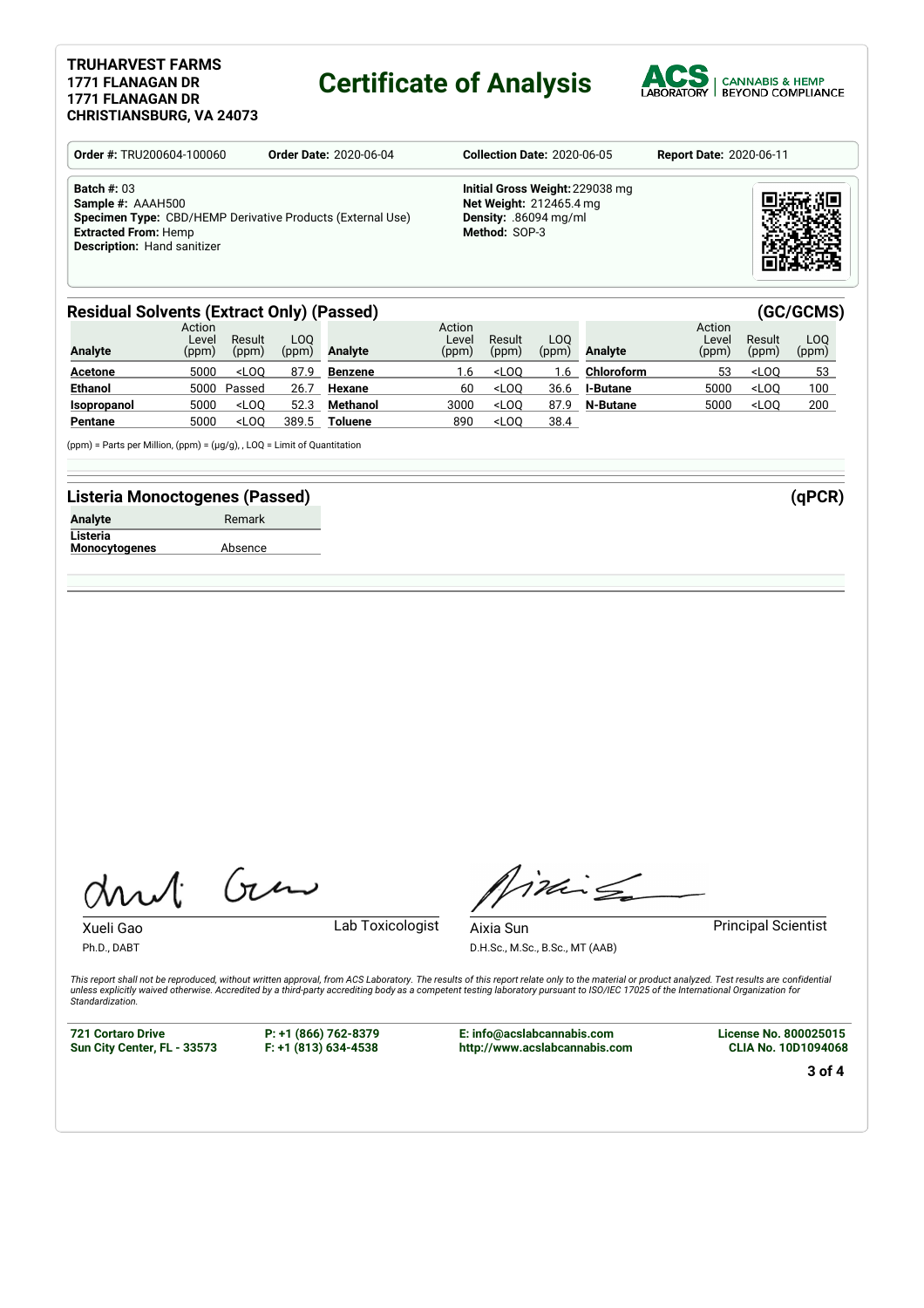**TRUHARVEST FARMS**
**1771 FLANAGAN DR**
**1771 FLANAGAN DR**
**CHRISTIANSBURG, VA 24073**

# Certificate of Analysis

ACS LABORATORY | CANNABIS & HEMP BEYOND COMPLIANCE

| **Order #:** TRU200604-100060 | **Order Date:** 2020-06-04 | **Collection Date:** 2020-06-05 | **Report Date:** 2020-06-11 |
|---|---|---|---|

**Batch #:** 03
**Sample #:** AAAH500
**Specimen Type:** CBD/HEMP Derivative Products (External Use)
**Extracted From:** Hemp
**Description:** Hand sanitizer

**Initial Gross Weight:** 229038 mg
**Net Weight:** 212465.4 mg
**Density:** .86094 mg/ml
**Method:** SOP-3

## Residual Solvents (Extract Only) (Passed) (GC/GCMS)

| Analyte | Action Level (ppm) | Result (ppm) | LOQ (ppm) | Analyte | Action Level (ppm) | Result (ppm) | LOQ (ppm) | Analyte | Action Level (ppm) | Result (ppm) | LOQ (ppm) |
|---|---|---|---|---|---|---|---|---|---|---|---|
| **Acetone** | 5000 | <LOQ | 87.9 | **Benzene** | 1.6 | <LOQ | 1.6 | **Chloroform** | 53 | <LOQ | 53 |
| **Ethanol** | 5000 | Passed | 26.7 | **Hexane** | 60 | <LOQ | 36.6 | **I-Butane** | 5000 | <LOQ | 100 |
| **Isopropanol** | 5000 | <LOQ | 52.3 | **Methanol** | 3000 | <LOQ | 87.9 | **N-Butane** | 5000 | <LOQ | 200 |
| **Pentane** | 5000 | <LOQ | 389.5 | **Toluene** | 890 | <LOQ | 38.4 | | | | |

(ppm) = Parts per Million, (ppm) = (µg/g), , LOQ = Limit of Quantitation

## Listeria Monoctogenes (Passed) (qPCR)

| Analyte | Remark |
|---|---|
| **Listeria Monocytogenes** | Absence |

Xueli Gao
Ph.D., DABT
Lab Toxicologist

Aixia Sun
D.H.Sc., M.Sc., B.Sc., MT (AAB)
Principal Scientist

*This report shall not be reproduced, without written approval, from ACS Laboratory. The results of this report relate only to the material or product analyzed. Test results are confidential unless explicitly waived otherwise. Accredited by a third-party accrediting body as a competent testing laboratory pursuant to ISO/IEC 17025 of the International Organization for Standardization.*

**721 Cortaro Drive**
**Sun City Center, FL - 33573**

**P: +1 (866) 762-8379**
**F: +1 (813) 634-4538**

**E: info@acslabcannabis.com**
**http://www.acslabcannabis.com**

**License No. 800025015**
**CLIA No. 10D1094068**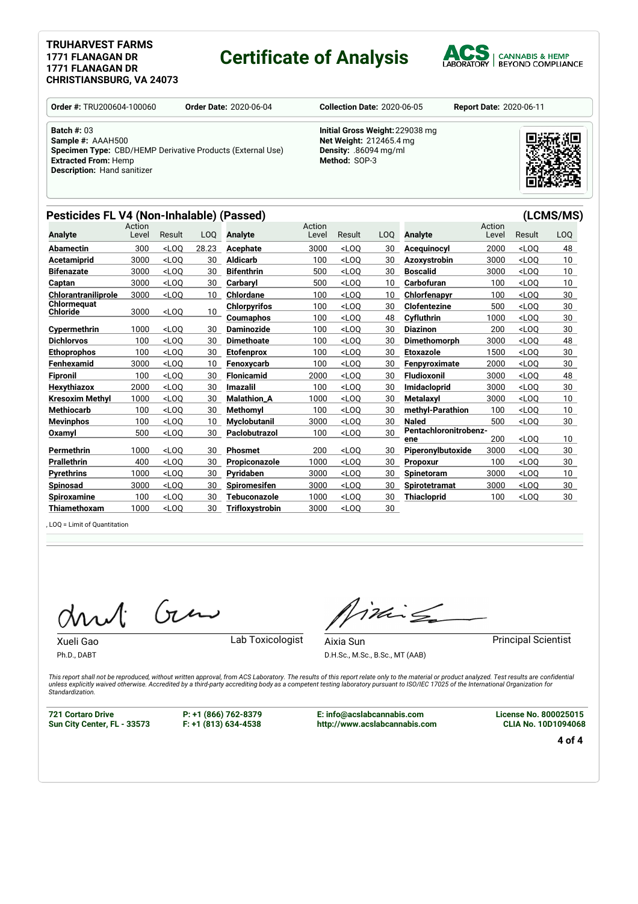**TRUHARVEST FARMS**
**1771 FLANAGAN DR**
**1771 FLANAGAN DR**
**CHRISTIANSBURG, VA 24073**

# Certificate of Analysis

ACS LABORATORY | CANNABIS & HEMP BEYOND COMPLIANCE

**Order #:** TRU200604-100060 **Order Date:** 2020-06-04 **Collection Date:** 2020-06-05 **Report Date:** 2020-06-11

**Batch #:** 03
**Sample #:** AAAH500
**Specimen Type:** CBD/HEMP Derivative Products (External Use)
**Extracted From:** Hemp
**Description:** Hand sanitizer

**Initial Gross Weight:** 229038 mg
**Net Weight:** 212465.4 mg
**Density:** .86094 mg/ml
**Method:** SOP-3

## Pesticides FL V4 (Non-Inhalable) (Passed) (LCMS/MS)

| Analyte | Action Level | Result | LOQ | Analyte | Action Level | Result | LOQ | Analyte | Action Level | Result | LOQ |
|---|---|---|---|---|---|---|---|---|---|---|---|
| **Abamectin** | 300 | <LOQ | 28.23 | **Acephate** | 3000 | <LOQ | 30 | **Acequinocyl** | 2000 | <LOQ | 48 |
| **Acetamiprid** | 3000 | <LOQ | 30 | **Aldicarb** | 100 | <LOQ | 30 | **Azoxystrobin** | 3000 | <LOQ | 10 |
| **Bifenazate** | 3000 | <LOQ | 30 | **Bifenthrin** | 500 | <LOQ | 30 | **Boscalid** | 3000 | <LOQ | 10 |
| **Captan** | 3000 | <LOQ | 30 | **Carbaryl** | 500 | <LOQ | 10 | **Carbofuran** | 100 | <LOQ | 10 |
| **Chlorantraniliprole** | 3000 | <LOQ | 10 | **Chlordane** | 100 | <LOQ | 10 | **Chlorfenapyr** | 100 | <LOQ | 30 |
| **Chlormequat Chloride** | 3000 | <LOQ | 10 | **Chlorpyrifos** | 100 | <LOQ | 30 | **Clofentezine** | 500 | <LOQ | 30 |
| | | | | **Coumaphos** | 100 | <LOQ | 48 | **Cyfluthrin** | 1000 | <LOQ | 30 |
| **Cypermethrin** | 1000 | <LOQ | 30 | **Daminozide** | 100 | <LOQ | 30 | **Diazinon** | 200 | <LOQ | 30 |
| **Dichlorvos** | 100 | <LOQ | 30 | **Dimethoate** | 100 | <LOQ | 30 | **Dimethomorph** | 3000 | <LOQ | 48 |
| **Ethoprophos** | 100 | <LOQ | 30 | **Etofenprox** | 100 | <LOQ | 30 | **Etoxazole** | 1500 | <LOQ | 30 |
| **Fenhexamid** | 3000 | <LOQ | 10 | **Fenoxycarb** | 100 | <LOQ | 30 | **Fenpyroximate** | 2000 | <LOQ | 30 |
| **Fipronil** | 100 | <LOQ | 30 | **Flonicamid** | 2000 | <LOQ | 30 | **Fludioxonil** | 3000 | <LOQ | 48 |
| **Hexythiazox** | 2000 | <LOQ | 30 | **Imazalil** | 100 | <LOQ | 30 | **Imidacloprid** | 3000 | <LOQ | 30 |
| **Kresoxim Methyl** | 1000 | <LOQ | 30 | **Malathion_A** | 1000 | <LOQ | 30 | **Metalaxyl** | 3000 | <LOQ | 10 |
| **Methiocarb** | 100 | <LOQ | 30 | **Methomyl** | 100 | <LOQ | 30 | **methyl-Parathion** | 100 | <LOQ | 10 |
| **Mevinphos** | 100 | <LOQ | 10 | **Myclobutanil** | 3000 | <LOQ | 30 | **Naled** | 500 | <LOQ | 30 |
| **Oxamyl** | 500 | <LOQ | 30 | **Paclobutrazol** | 100 | <LOQ | 30 | **Pentachloronitrobenzene** | 200 | <LOQ | 10 |
| **Permethrin** | 1000 | <LOQ | 30 | **Phosmet** | 200 | <LOQ | 30 | **Piperonylbutoxide** | 3000 | <LOQ | 30 |
| **Prallethrin** | 400 | <LOQ | 30 | **Propiconazole** | 1000 | <LOQ | 30 | **Propoxur** | 100 | <LOQ | 30 |
| **Pyrethrins** | 1000 | <LOQ | 30 | **Pyridaben** | 3000 | <LOQ | 30 | **Spinetoram** | 3000 | <LOQ | 10 |
| **Spinosad** | 3000 | <LOQ | 30 | **Spiromesifen** | 3000 | <LOQ | 30 | **Spirotetramat** | 3000 | <LOQ | 30 |
| **Spiroxamine** | 100 | <LOQ | 30 | **Tebuconazole** | 1000 | <LOQ | 30 | **Thiacloprid** | 100 | <LOQ | 30 |
| **Thiamethoxam** | 1000 | <LOQ | 30 | **Trifloxystrobin** | 3000 | <LOQ | 30 | | | | |

, LOQ = Limit of Quantitation

Xueli Gao
Ph.D., DABT
Lab Toxicologist

Aixia Sun
D.H.Sc., M.Sc., B.Sc., MT (AAB)
Principal Scientist

*This report shall not be reproduced, without written approval, from ACS Laboratory. The results of this report relate only to the material or product analyzed. Test results are confidential unless explicitly waived otherwise. Accredited by a third-party accrediting body as a competent testing laboratory pursuant to ISO/IEC 17025 of the International Organization for Standardization.*

**721 Cortaro Drive**
**Sun City Center, FL - 33573**

**P: +1 (866) 762-8379**
**F: +1 (813) 634-4538**

**E: info@acslabcannabis.com**
**http://www.acslabcannabis.com**

**License No. 800025015**
**CLIA No. 10D1094068**